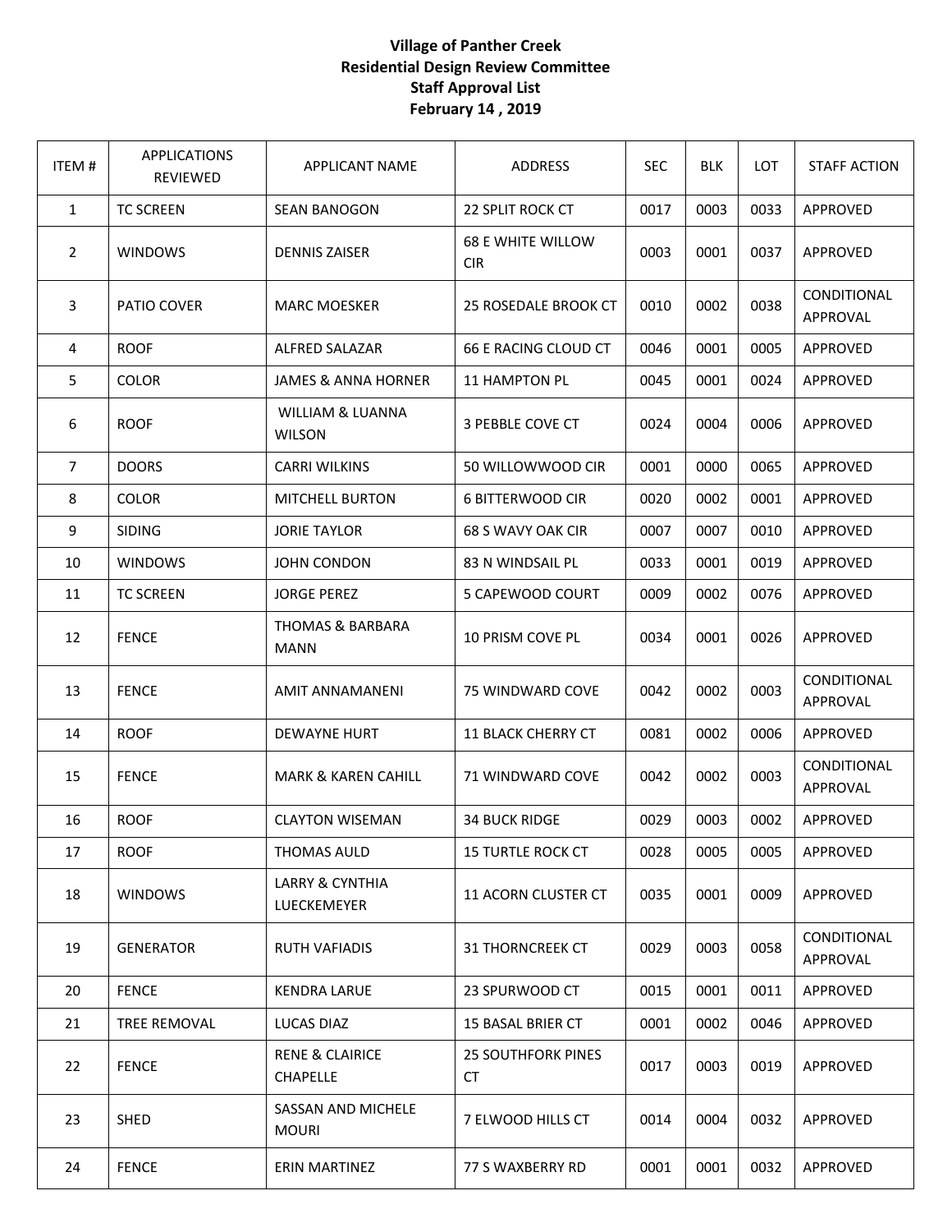# Village of Panther Creek
## Residential Design Review Committee
## Staff Approval List
## February 14 , 2019

| ITEM # | APPLICATIONS REVIEWED | APPLICANT NAME | ADDRESS | SEC | BLK | LOT | STAFF ACTION |
|---|---|---|---|---|---|---|---|
| 1 | TC SCREEN | SEAN BANOGON | 22 SPLIT ROCK CT | 0017 | 0003 | 0033 | APPROVED |
| 2 | WINDOWS | DENNIS ZAISER | 68 E WHITE WILLOW CIR | 0003 | 0001 | 0037 | APPROVED |
| 3 | PATIO COVER | MARC MOESKER | 25 ROSEDALE BROOK CT | 0010 | 0002 | 0038 | CONDITIONAL APPROVAL |
| 4 | ROOF | ALFRED SALAZAR | 66 E RACING CLOUD CT | 0046 | 0001 | 0005 | APPROVED |
| 5 | COLOR | JAMES & ANNA HORNER | 11 HAMPTON PL | 0045 | 0001 | 0024 | APPROVED |
| 6 | ROOF | WILLIAM & LUANNA WILSON | 3 PEBBLE COVE CT | 0024 | 0004 | 0006 | APPROVED |
| 7 | DOORS | CARRI WILKINS | 50 WILLOWWOOD CIR | 0001 | 0000 | 0065 | APPROVED |
| 8 | COLOR | MITCHELL BURTON | 6 BITTERWOOD CIR | 0020 | 0002 | 0001 | APPROVED |
| 9 | SIDING | JORIE TAYLOR | 68 S WAVY OAK CIR | 0007 | 0007 | 0010 | APPROVED |
| 10 | WINDOWS | JOHN CONDON | 83 N WINDSAIL PL | 0033 | 0001 | 0019 | APPROVED |
| 11 | TC SCREEN | JORGE PEREZ | 5 CAPEWOOD COURT | 0009 | 0002 | 0076 | APPROVED |
| 12 | FENCE | THOMAS & BARBARA MANN | 10 PRISM COVE PL | 0034 | 0001 | 0026 | APPROVED |
| 13 | FENCE | AMIT ANNAMANENI | 75 WINDWARD COVE | 0042 | 0002 | 0003 | CONDITIONAL APPROVAL |
| 14 | ROOF | DEWAYNE HURT | 11 BLACK CHERRY CT | 0081 | 0002 | 0006 | APPROVED |
| 15 | FENCE | MARK & KAREN CAHILL | 71 WINDWARD COVE | 0042 | 0002 | 0003 | CONDITIONAL APPROVAL |
| 16 | ROOF | CLAYTON WISEMAN | 34 BUCK RIDGE | 0029 | 0003 | 0002 | APPROVED |
| 17 | ROOF | THOMAS AULD | 15 TURTLE ROCK CT | 0028 | 0005 | 0005 | APPROVED |
| 18 | WINDOWS | LARRY & CYNTHIA LUECKEMEYER | 11 ACORN CLUSTER CT | 0035 | 0001 | 0009 | APPROVED |
| 19 | GENERATOR | RUTH VAFIADIS | 31 THORNCREEK CT | 0029 | 0003 | 0058 | CONDITIONAL APPROVAL |
| 20 | FENCE | KENDRA LARUE | 23 SPURWOOD CT | 0015 | 0001 | 0011 | APPROVED |
| 21 | TREE REMOVAL | LUCAS DIAZ | 15 BASAL BRIER CT | 0001 | 0002 | 0046 | APPROVED |
| 22 | FENCE | RENE & CLAIRICE CHAPELLE | 25 SOUTHFORK PINES CT | 0017 | 0003 | 0019 | APPROVED |
| 23 | SHED | SASSAN AND MICHELE MOURI | 7 ELWOOD HILLS CT | 0014 | 0004 | 0032 | APPROVED |
| 24 | FENCE | ERIN MARTINEZ | 77 S WAXBERRY RD | 0001 | 0001 | 0032 | APPROVED |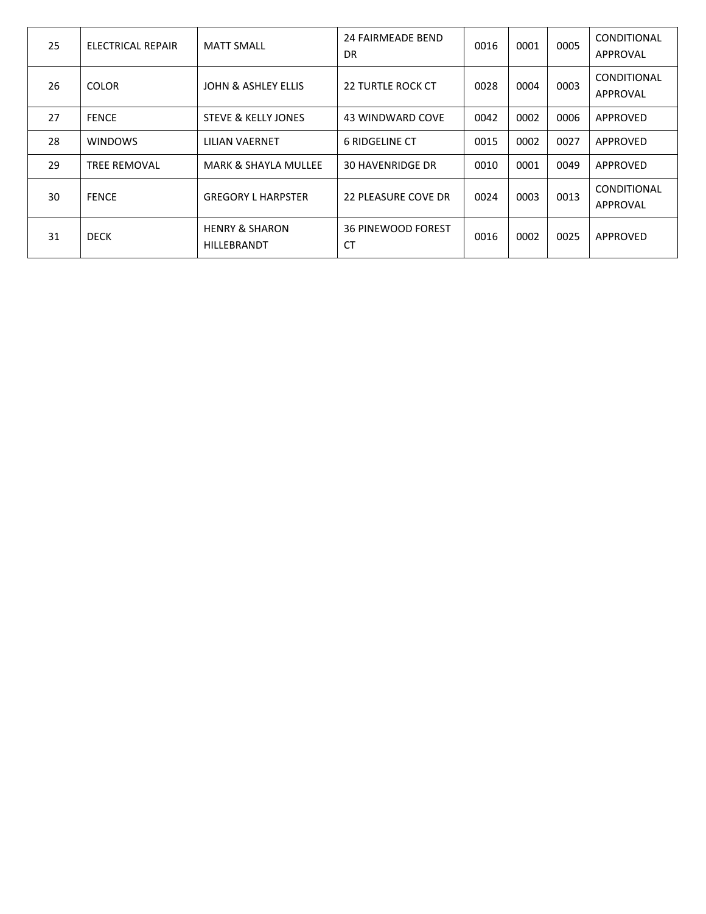| | | | | | | | |
|---|---|---|---|---|---|---|---|
| 25 | ELECTRICAL REPAIR | MATT SMALL | 24 FAIRMEADE BEND DR | 0016 | 0001 | 0005 | CONDITIONAL APPROVAL |
| 26 | COLOR | JOHN & ASHLEY ELLIS | 22 TURTLE ROCK CT | 0028 | 0004 | 0003 | CONDITIONAL APPROVAL |
| 27 | FENCE | STEVE & KELLY JONES | 43 WINDWARD COVE | 0042 | 0002 | 0006 | APPROVED |
| 28 | WINDOWS | LILIAN VAERNET | 6 RIDGELINE CT | 0015 | 0002 | 0027 | APPROVED |
| 29 | TREE REMOVAL | MARK & SHAYLA MULLEE | 30 HAVENRIDGE DR | 0010 | 0001 | 0049 | APPROVED |
| 30 | FENCE | GREGORY L HARPSTER | 22 PLEASURE COVE DR | 0024 | 0003 | 0013 | CONDITIONAL APPROVAL |
| 31 | DECK | HENRY & SHARON HILLEBRANDT | 36 PINEWOOD FOREST CT | 0016 | 0002 | 0025 | APPROVED |